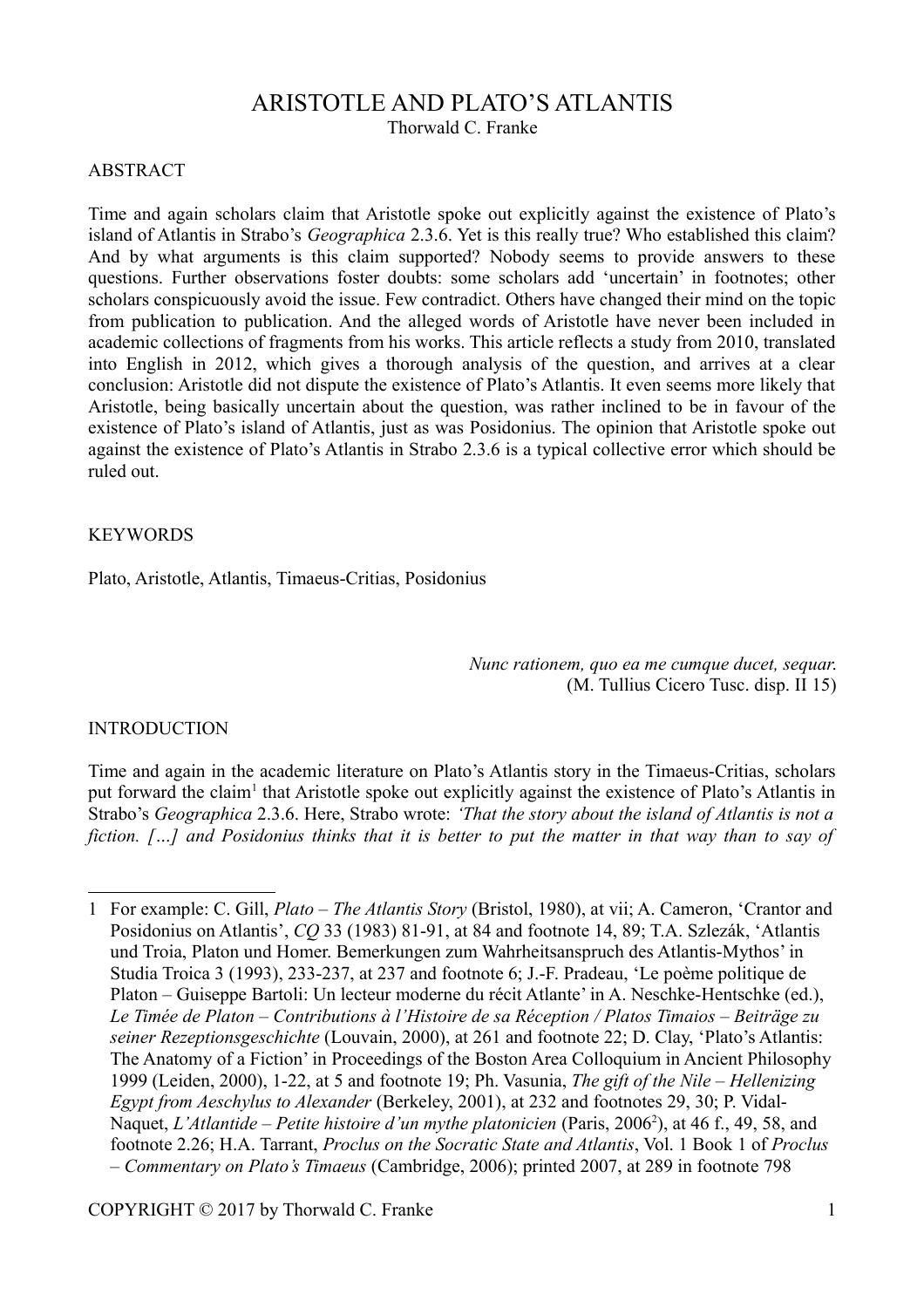# ARISTOTLE AND PLATO'S ATLANTIS

Thorwald C. Franke

## ABSTRACT

Time and again scholars claim that Aristotle spoke out explicitly against the existence of Plato's island of Atlantis in Strabo's *Geographica* 2.3.6. Yet is this really true? Who established this claim? And by what arguments is this claim supported? Nobody seems to provide answers to these questions. Further observations foster doubts: some scholars add 'uncertain' in footnotes; other scholars conspicuously avoid the issue. Few contradict. Others have changed their mind on the topic from publication to publication. And the alleged words of Aristotle have never been included in academic collections of fragments from his works. This article reflects a study from 2010, translated into English in 2012, which gives a thorough analysis of the question, and arrives at a clear conclusion: Aristotle did not dispute the existence of Plato's Atlantis. It even seems more likely that Aristotle, being basically uncertain about the question, was rather inclined to be in favour of the existence of Plato's island of Atlantis, just as was Posidonius. The opinion that Aristotle spoke out against the existence of Plato's Atlantis in Strabo 2.3.6 is a typical collective error which should be ruled out.

## KEYWORDS

Plato, Aristotle, Atlantis, Timaeus-Critias, Posidonius

> *Nunc rationem, quo ea me cumque ducet, sequar.*
> (M. Tullius Cicero Tusc. disp. II 15)

## INTRODUCTION

Time and again in the academic literature on Plato's Atlantis story in the Timaeus-Critias, scholars put forward the claim[1] that Aristotle spoke out explicitly against the existence of Plato's Atlantis in Strabo's *Geographica* 2.3.6. Here, Strabo wrote: *'That the story about the island of Atlantis is not a fiction. […] and Posidonius thinks that it is better to put the matter in that way than to say of*

---

1 For example: C. Gill, *Plato – The Atlantis Story* (Bristol, 1980), at vii; A. Cameron, 'Crantor and Posidonius on Atlantis', *CQ* 33 (1983) 81-91, at 84 and footnote 14, 89; T.A. Szlezák, 'Atlantis und Troia, Platon und Homer. Bemerkungen zum Wahrheitsanspruch des Atlantis-Mythos' in Studia Troica 3 (1993), 233-237, at 237 and footnote 6; J.-F. Pradeau, 'Le poème politique de Platon – Guiseppe Bartoli: Un lecteur moderne du récit Atlante' in A. Neschke-Hentschke (ed.), *Le Timée de Platon – Contributions à l'Histoire de sa Réception / Platos Timaios – Beiträge zu seiner Rezeptionsgeschichte* (Louvain, 2000), at 261 and footnote 22; D. Clay, 'Plato's Atlantis: The Anatomy of a Fiction' in Proceedings of the Boston Area Colloquium in Ancient Philosophy 1999 (Leiden, 2000), 1-22, at 5 and footnote 19; Ph. Vasunia, *The gift of the Nile – Hellenizing Egypt from Aeschylus to Alexander* (Berkeley, 2001), at 232 and footnotes 29, 30; P. Vidal-Naquet, *L'Atlantide – Petite histoire d'un mythe platonicien* (Paris, 2006[2]), at 46 f., 49, 58, and footnote 2.26; H.A. Tarrant, *Proclus on the Socratic State and Atlantis*, Vol. 1 Book 1 of *Proclus – Commentary on Plato's Timaeus* (Cambridge, 2006); printed 2007, at 289 in footnote 798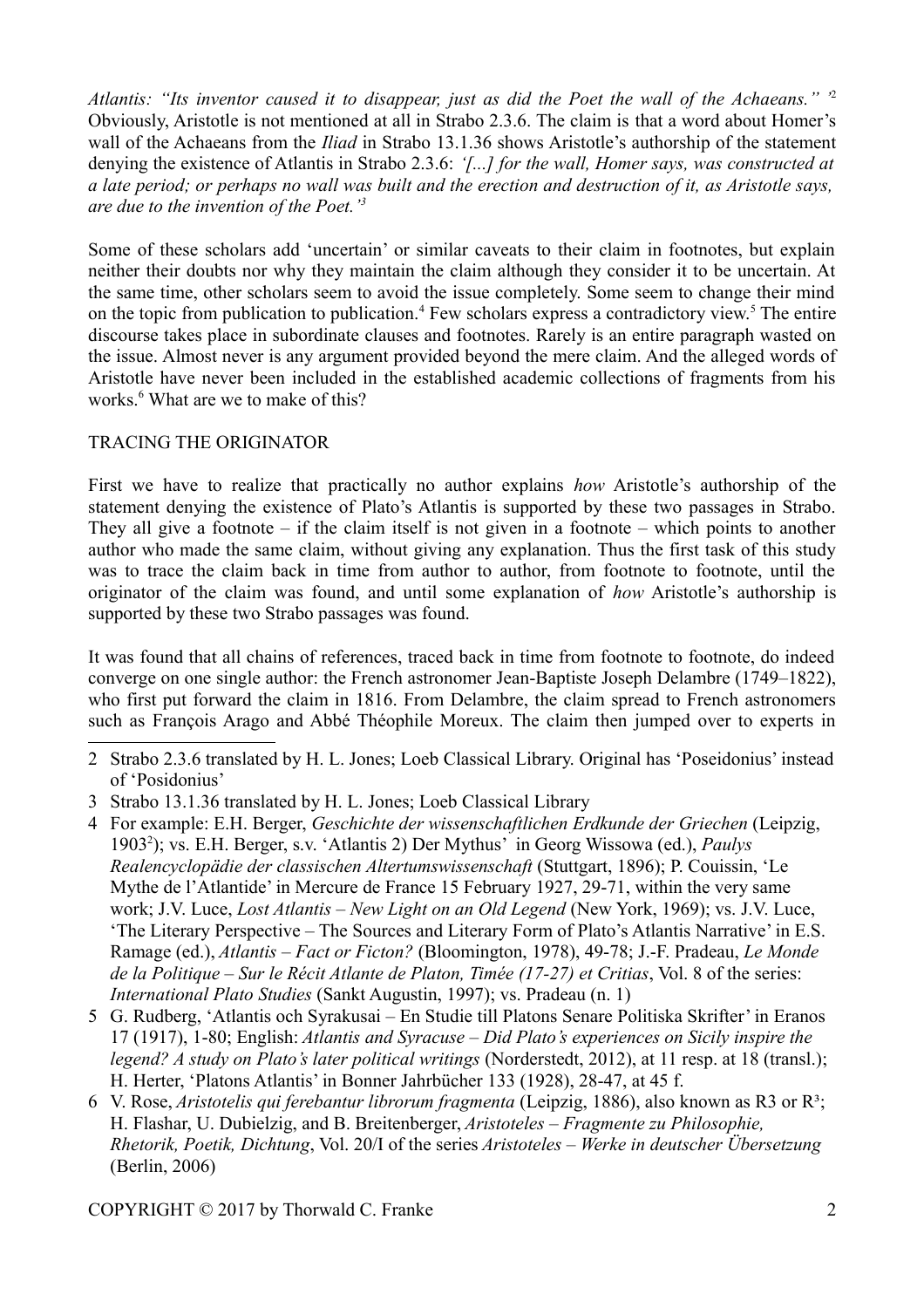*Atlantis: "Its inventor caused it to disappear, just as did the Poet the wall of the Achaeans."* '[2] Obviously, Aristotle is not mentioned at all in Strabo 2.3.6. The claim is that a word about Homer's wall of the Achaeans from the *Iliad* in Strabo 13.1.36 shows Aristotle's authorship of the statement denying the existence of Atlantis in Strabo 2.3.6: *'[...] for the wall, Homer says, was constructed at a late period; or perhaps no wall was built and the erection and destruction of it, as Aristotle says, are due to the invention of the Poet.'*[3]

Some of these scholars add 'uncertain' or similar caveats to their claim in footnotes, but explain neither their doubts nor why they maintain the claim although they consider it to be uncertain. At the same time, other scholars seem to avoid the issue completely. Some seem to change their mind on the topic from publication to publication.[4] Few scholars express a contradictory view.[5] The entire discourse takes place in subordinate clauses and footnotes. Rarely is an entire paragraph wasted on the issue. Almost never is any argument provided beyond the mere claim. And the alleged words of Aristotle have never been included in the established academic collections of fragments from his works.[6] What are we to make of this?

## TRACING THE ORIGINATOR

First we have to realize that practically no author explains *how* Aristotle's authorship of the statement denying the existence of Plato's Atlantis is supported by these two passages in Strabo. They all give a footnote – if the claim itself is not given in a footnote – which points to another author who made the same claim, without giving any explanation. Thus the first task of this study was to trace the claim back in time from author to author, from footnote to footnote, until the originator of the claim was found, and until some explanation of *how* Aristotle's authorship is supported by these two Strabo passages was found.

It was found that all chains of references, traced back in time from footnote to footnote, do indeed converge on one single author: the French astronomer Jean-Baptiste Joseph Delambre (1749–1822), who first put forward the claim in 1816. From Delambre, the claim spread to French astronomers such as François Arago and Abbé Théophile Moreux. The claim then jumped over to experts in

---

2 Strabo 2.3.6 translated by H. L. Jones; Loeb Classical Library. Original has 'Poseidonius' instead of 'Posidonius'

3 Strabo 13.1.36 translated by H. L. Jones; Loeb Classical Library

4 For example: E.H. Berger, *Geschichte der wissenschaftlichen Erdkunde der Griechen* (Leipzig, 1903[2]); vs. E.H. Berger, s.v. 'Atlantis 2) Der Mythus' in Georg Wissowa (ed.), *Paulys Realencyclopädie der classischen Altertumswissenschaft* (Stuttgart, 1896); P. Couissin, 'Le Mythe de l'Atlantide' in Mercure de France 15 February 1927, 29-71, within the very same work; J.V. Luce, *Lost Atlantis – New Light on an Old Legend* (New York, 1969); vs. J.V. Luce, 'The Literary Perspective – The Sources and Literary Form of Plato's Atlantis Narrative' in E.S. Ramage (ed.), *Atlantis – Fact or Ficton?* (Bloomington, 1978), 49-78; J.-F. Pradeau, *Le Monde de la Politique – Sur le Récit Atlante de Platon, Timée (17-27) et Critias*, Vol. 8 of the series: *International Plato Studies* (Sankt Augustin, 1997); vs. Pradeau (n. 1)

5 G. Rudberg, 'Atlantis och Syrakusai – En Studie till Platons Senare Politiska Skrifter' in Eranos 17 (1917), 1-80; English: *Atlantis and Syracuse – Did Plato's experiences on Sicily inspire the legend? A study on Plato's later political writings* (Norderstedt, 2012), at 11 resp. at 18 (transl.); H. Herter, 'Platons Atlantis' in Bonner Jahrbücher 133 (1928), 28-47, at 45 f.

6 V. Rose, *Aristotelis qui ferebantur librorum fragmenta* (Leipzig, 1886), also known as R3 or R³; H. Flashar, U. Dubielzig, and B. Breitenberger, *Aristoteles – Fragmente zu Philosophie, Rhetorik, Poetik, Dichtung*, Vol. 20/I of the series *Aristoteles – Werke in deutscher Übersetzung* (Berlin, 2006)

COPYRIGHT © 2017 by Thorwald C. Franke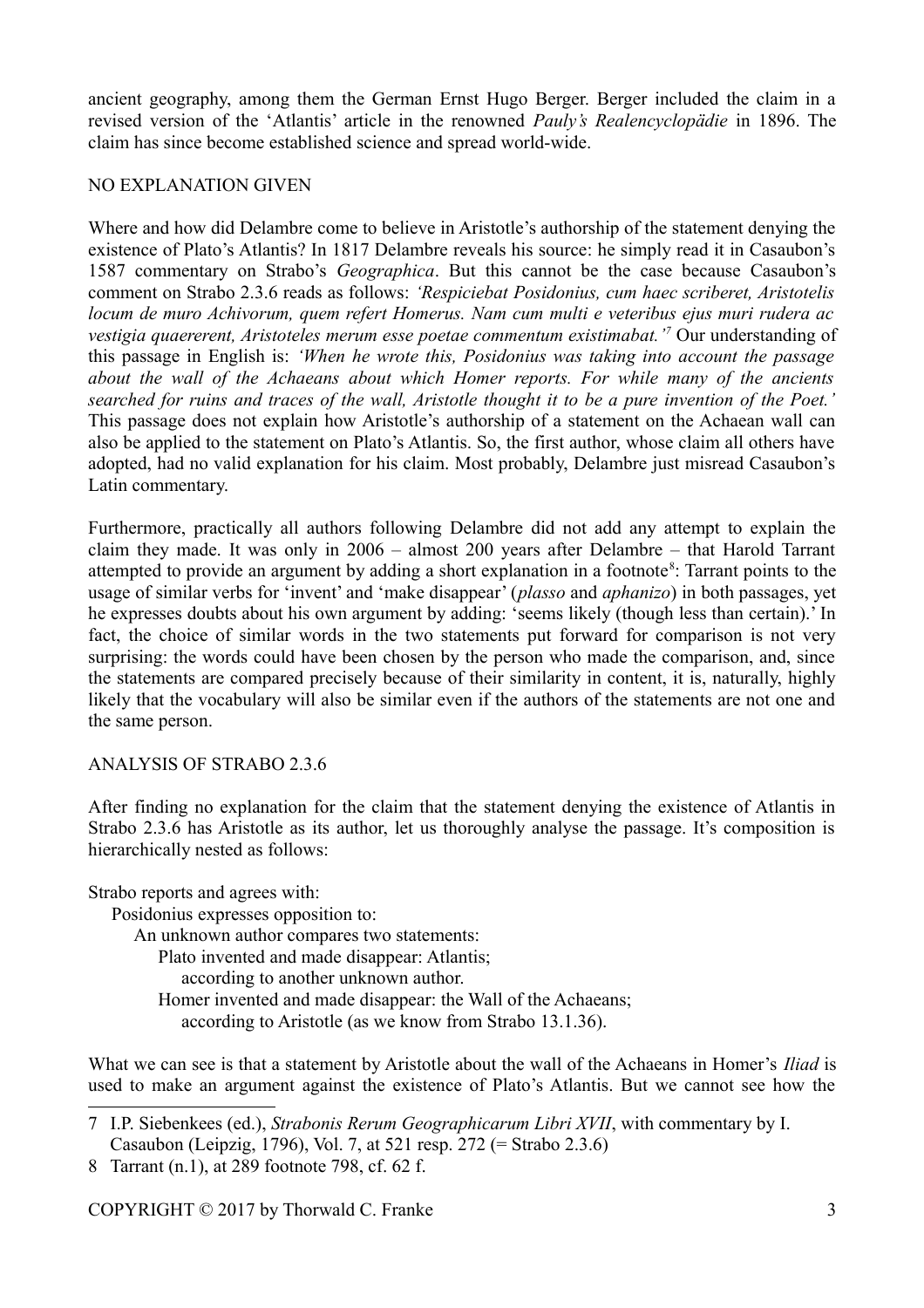ancient geography, among them the German Ernst Hugo Berger. Berger included the claim in a revised version of the 'Atlantis' article in the renowned *Pauly's Realencyclopädie* in 1896. The claim has since become established science and spread world-wide.

## NO EXPLANATION GIVEN

Where and how did Delambre come to believe in Aristotle's authorship of the statement denying the existence of Plato's Atlantis? In 1817 Delambre reveals his source: he simply read it in Casaubon's 1587 commentary on Strabo's *Geographica*. But this cannot be the case because Casaubon's comment on Strabo 2.3.6 reads as follows: *'Respiciebat Posidonius, cum haec scriberet, Aristotelis locum de muro Achivorum, quem refert Homerus. Nam cum multi e veteribus ejus muri rudera ac vestigia quaererent, Aristoteles merum esse poetae commentum existimabat.'*[7] Our understanding of this passage in English is: *'When he wrote this, Posidonius was taking into account the passage about the wall of the Achaeans about which Homer reports. For while many of the ancients searched for ruins and traces of the wall, Aristotle thought it to be a pure invention of the Poet.'* This passage does not explain how Aristotle's authorship of a statement on the Achaean wall can also be applied to the statement on Plato's Atlantis. So, the first author, whose claim all others have adopted, had no valid explanation for his claim. Most probably, Delambre just misread Casaubon's Latin commentary.

Furthermore, practically all authors following Delambre did not add any attempt to explain the claim they made. It was only in 2006 – almost 200 years after Delambre – that Harold Tarrant attempted to provide an argument by adding a short explanation in a footnote[8]: Tarrant points to the usage of similar verbs for 'invent' and 'make disappear' (*plasso* and *aphanizo*) in both passages, yet he expresses doubts about his own argument by adding: 'seems likely (though less than certain).' In fact, the choice of similar words in the two statements put forward for comparison is not very surprising: the words could have been chosen by the person who made the comparison, and, since the statements are compared precisely because of their similarity in content, it is, naturally, highly likely that the vocabulary will also be similar even if the authors of the statements are not one and the same person.

## ANALYSIS OF STRABO 2.3.6

After finding no explanation for the claim that the statement denying the existence of Atlantis in Strabo 2.3.6 has Aristotle as its author, let us thoroughly analyse the passage. It's composition is hierarchically nested as follows:

- Strabo reports and agrees with:
  - Posidonius expresses opposition to:
    - An unknown author compares two statements:
      - Plato invented and made disappear: Atlantis;
        - according to another unknown author.
      - Homer invented and made disappear: the Wall of the Achaeans;
        - according to Aristotle (as we know from Strabo 13.1.36).

What we can see is that a statement by Aristotle about the wall of the Achaeans in Homer's *Iliad* is used to make an argument against the existence of Plato's Atlantis. But we cannot see how the

---

7 I.P. Siebenkees (ed.), *Strabonis Rerum Geographicarum Libri XVII*, with commentary by I. Casaubon (Leipzig, 1796), Vol. 7, at 521 resp. 272 (= Strabo 2.3.6)

8 Tarrant (n.1), at 289 footnote 798, cf. 62 f.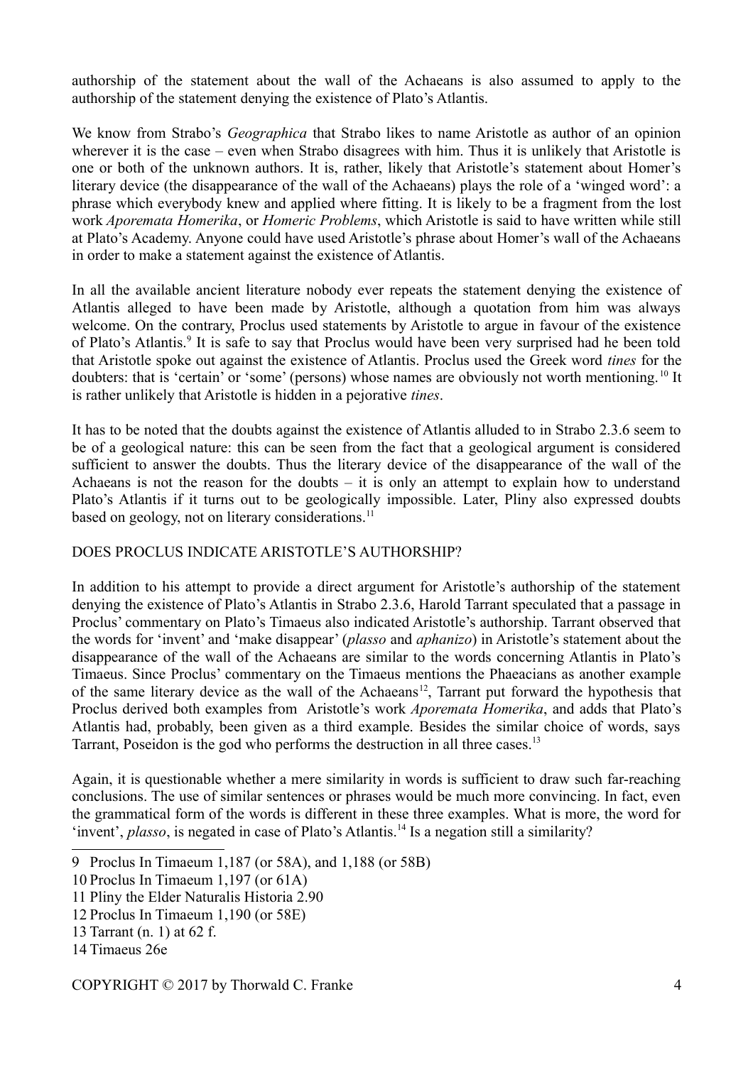authorship of the statement about the wall of the Achaeans is also assumed to apply to the authorship of the statement denying the existence of Plato's Atlantis.

We know from Strabo's *Geographica* that Strabo likes to name Aristotle as author of an opinion wherever it is the case – even when Strabo disagrees with him. Thus it is unlikely that Aristotle is one or both of the unknown authors. It is, rather, likely that Aristotle's statement about Homer's literary device (the disappearance of the wall of the Achaeans) plays the role of a 'winged word': a phrase which everybody knew and applied where fitting. It is likely to be a fragment from the lost work *Aporemata Homerika*, or *Homeric Problems*, which Aristotle is said to have written while still at Plato's Academy. Anyone could have used Aristotle's phrase about Homer's wall of the Achaeans in order to make a statement against the existence of Atlantis.

In all the available ancient literature nobody ever repeats the statement denying the existence of Atlantis alleged to have been made by Aristotle, although a quotation from him was always welcome. On the contrary, Proclus used statements by Aristotle to argue in favour of the existence of Plato's Atlantis.[9] It is safe to say that Proclus would have been very surprised had he been told that Aristotle spoke out against the existence of Atlantis. Proclus used the Greek word *tines* for the doubters: that is 'certain' or 'some' (persons) whose names are obviously not worth mentioning.[10] It is rather unlikely that Aristotle is hidden in a pejorative *tines*.

It has to be noted that the doubts against the existence of Atlantis alluded to in Strabo 2.3.6 seem to be of a geological nature: this can be seen from the fact that a geological argument is considered sufficient to answer the doubts. Thus the literary device of the disappearance of the wall of the Achaeans is not the reason for the doubts – it is only an attempt to explain how to understand Plato's Atlantis if it turns out to be geologically impossible. Later, Pliny also expressed doubts based on geology, not on literary considerations.[11]

## DOES PROCLUS INDICATE ARISTOTLE'S AUTHORSHIP?

In addition to his attempt to provide a direct argument for Aristotle's authorship of the statement denying the existence of Plato's Atlantis in Strabo 2.3.6, Harold Tarrant speculated that a passage in Proclus' commentary on Plato's Timaeus also indicated Aristotle's authorship. Tarrant observed that the words for 'invent' and 'make disappear' (*plasso* and *aphanizo*) in Aristotle's statement about the disappearance of the wall of the Achaeans are similar to the words concerning Atlantis in Plato's Timaeus. Since Proclus' commentary on the Timaeus mentions the Phaeacians as another example of the same literary device as the wall of the Achaeans[12], Tarrant put forward the hypothesis that Proclus derived both examples from Aristotle's work *Aporemata Homerika*, and adds that Plato's Atlantis had, probably, been given as a third example. Besides the similar choice of words, says Tarrant, Poseidon is the god who performs the destruction in all three cases.[13]

Again, it is questionable whether a mere similarity in words is sufficient to draw such far-reaching conclusions. The use of similar sentences or phrases would be much more convincing. In fact, even the grammatical form of the words is different in these three examples. What is more, the word for 'invent', *plasso*, is negated in case of Plato's Atlantis.[14] Is a negation still a similarity?

---

9 Proclus In Timaeum 1,187 (or 58A), and 1,188 (or 58B)

10 Proclus In Timaeum 1,197 (or 61A)

11 Pliny the Elder Naturalis Historia 2.90

12 Proclus In Timaeum 1,190 (or 58E)

13 Tarrant (n. 1) at 62 f.

14 Timaeus 26e

COPYRIGHT © 2017 by Thorwald C. Franke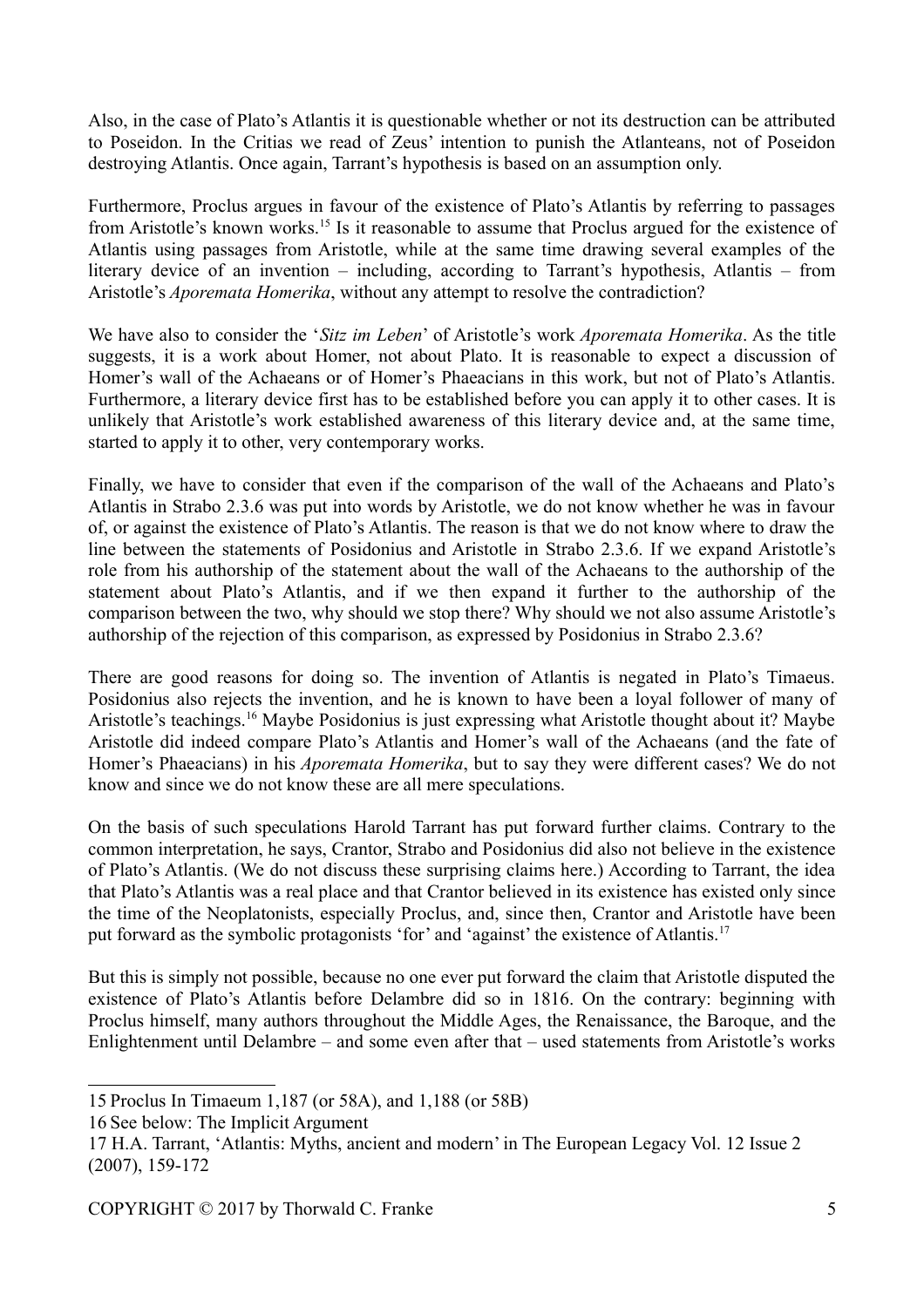Also, in the case of Plato's Atlantis it is questionable whether or not its destruction can be attributed to Poseidon. In the Critias we read of Zeus' intention to punish the Atlanteans, not of Poseidon destroying Atlantis. Once again, Tarrant's hypothesis is based on an assumption only.

Furthermore, Proclus argues in favour of the existence of Plato's Atlantis by referring to passages from Aristotle's known works.[15] Is it reasonable to assume that Proclus argued for the existence of Atlantis using passages from Aristotle, while at the same time drawing several examples of the literary device of an invention – including, according to Tarrant's hypothesis, Atlantis – from Aristotle's *Aporemata Homerika*, without any attempt to resolve the contradiction?

We have also to consider the '*Sitz im Leben*' of Aristotle's work *Aporemata Homerika*. As the title suggests, it is a work about Homer, not about Plato. It is reasonable to expect a discussion of Homer's wall of the Achaeans or of Homer's Phaeacians in this work, but not of Plato's Atlantis. Furthermore, a literary device first has to be established before you can apply it to other cases. It is unlikely that Aristotle's work established awareness of this literary device and, at the same time, started to apply it to other, very contemporary works.

Finally, we have to consider that even if the comparison of the wall of the Achaeans and Plato's Atlantis in Strabo 2.3.6 was put into words by Aristotle, we do not know whether he was in favour of, or against the existence of Plato's Atlantis. The reason is that we do not know where to draw the line between the statements of Posidonius and Aristotle in Strabo 2.3.6. If we expand Aristotle's role from his authorship of the statement about the wall of the Achaeans to the authorship of the statement about Plato's Atlantis, and if we then expand it further to the authorship of the comparison between the two, why should we stop there? Why should we not also assume Aristotle's authorship of the rejection of this comparison, as expressed by Posidonius in Strabo 2.3.6?

There are good reasons for doing so. The invention of Atlantis is negated in Plato's Timaeus. Posidonius also rejects the invention, and he is known to have been a loyal follower of many of Aristotle's teachings.[16] Maybe Posidonius is just expressing what Aristotle thought about it? Maybe Aristotle did indeed compare Plato's Atlantis and Homer's wall of the Achaeans (and the fate of Homer's Phaeacians) in his *Aporemata Homerika*, but to say they were different cases? We do not know and since we do not know these are all mere speculations.

On the basis of such speculations Harold Tarrant has put forward further claims. Contrary to the common interpretation, he says, Crantor, Strabo and Posidonius did also not believe in the existence of Plato's Atlantis. (We do not discuss these surprising claims here.) According to Tarrant, the idea that Plato's Atlantis was a real place and that Crantor believed in its existence has existed only since the time of the Neoplatonists, especially Proclus, and, since then, Crantor and Aristotle have been put forward as the symbolic protagonists 'for' and 'against' the existence of Atlantis.[17]

But this is simply not possible, because no one ever put forward the claim that Aristotle disputed the existence of Plato's Atlantis before Delambre did so in 1816. On the contrary: beginning with Proclus himself, many authors throughout the Middle Ages, the Renaissance, the Baroque, and the Enlightenment until Delambre – and some even after that – used statements from Aristotle's works

---

15 Proclus In Timaeum 1,187 (or 58A), and 1,188 (or 58B)

16 See below: The Implicit Argument

17 H.A. Tarrant, 'Atlantis: Myths, ancient and modern' in The European Legacy Vol. 12 Issue 2 (2007), 159-172

COPYRIGHT © 2017 by Thorwald C. Franke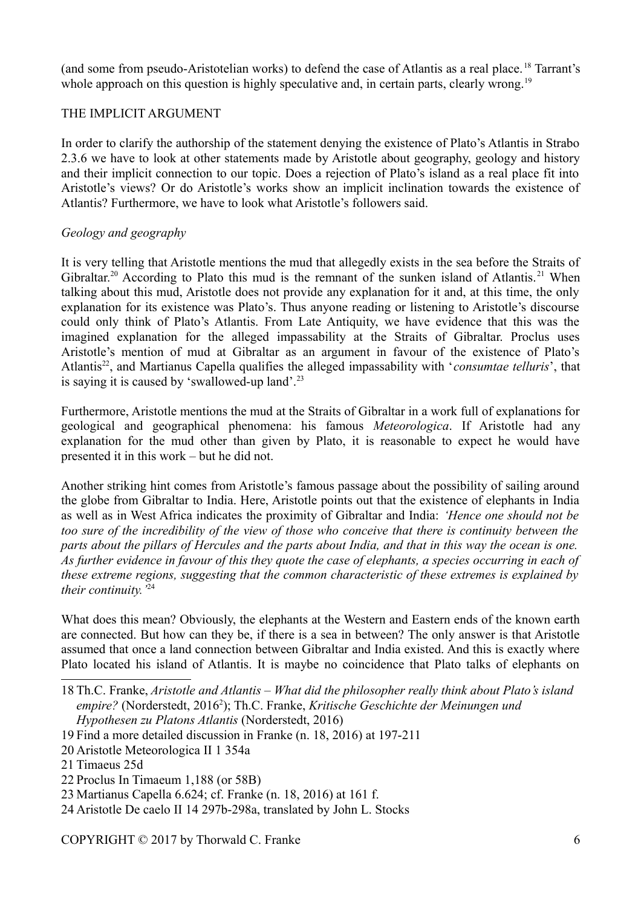(and some from pseudo-Aristotelian works) to defend the case of Atlantis as a real place.[18] Tarrant's whole approach on this question is highly speculative and, in certain parts, clearly wrong.[19]

## THE IMPLICIT ARGUMENT

In order to clarify the authorship of the statement denying the existence of Plato's Atlantis in Strabo 2.3.6 we have to look at other statements made by Aristotle about geography, geology and history and their implicit connection to our topic. Does a rejection of Plato's island as a real place fit into Aristotle's views? Or do Aristotle's works show an implicit inclination towards the existence of Atlantis? Furthermore, we have to look what Aristotle's followers said.

### *Geology and geography*

It is very telling that Aristotle mentions the mud that allegedly exists in the sea before the Straits of Gibraltar.[20] According to Plato this mud is the remnant of the sunken island of Atlantis.[21] When talking about this mud, Aristotle does not provide any explanation for it and, at this time, the only explanation for its existence was Plato's. Thus anyone reading or listening to Aristotle's discourse could only think of Plato's Atlantis. From Late Antiquity, we have evidence that this was the imagined explanation for the alleged impassability at the Straits of Gibraltar. Proclus uses Aristotle's mention of mud at Gibraltar as an argument in favour of the existence of Plato's Atlantis[22], and Martianus Capella qualifies the alleged impassability with '*consumtae telluris*', that is saying it is caused by 'swallowed-up land'.[23]

Furthermore, Aristotle mentions the mud at the Straits of Gibraltar in a work full of explanations for geological and geographical phenomena: his famous *Meteorologica*. If Aristotle had any explanation for the mud other than given by Plato, it is reasonable to expect he would have presented it in this work – but he did not.

Another striking hint comes from Aristotle's famous passage about the possibility of sailing around the globe from Gibraltar to India. Here, Aristotle points out that the existence of elephants in India as well as in West Africa indicates the proximity of Gibraltar and India: *'Hence one should not be too sure of the incredibility of the view of those who conceive that there is continuity between the parts about the pillars of Hercules and the parts about India, and that in this way the ocean is one. As further evidence in favour of this they quote the case of elephants, a species occurring in each of these extreme regions, suggesting that the common characteristic of these extremes is explained by their continuity.'*[24]

What does this mean? Obviously, the elephants at the Western and Eastern ends of the known earth are connected. But how can they be, if there is a sea in between? The only answer is that Aristotle assumed that once a land connection between Gibraltar and India existed. And this is exactly where Plato located his island of Atlantis. It is maybe no coincidence that Plato talks of elephants on

---

18 Th.C. Franke, *Aristotle and Atlantis – What did the philosopher really think about Plato's island empire?* (Norderstedt, 2016²); Th.C. Franke, *Kritische Geschichte der Meinungen und Hypothesen zu Platons Atlantis* (Norderstedt, 2016)

19 Find a more detailed discussion in Franke (n. 18, 2016) at 197-211

20 Aristotle Meteorologica II 1 354a

21 Timaeus 25d

22 Proclus In Timaeum 1,188 (or 58B)

23 Martianus Capella 6.624; cf. Franke (n. 18, 2016) at 161 f.

24 Aristotle De caelo II 14 297b-298a, translated by John L. Stocks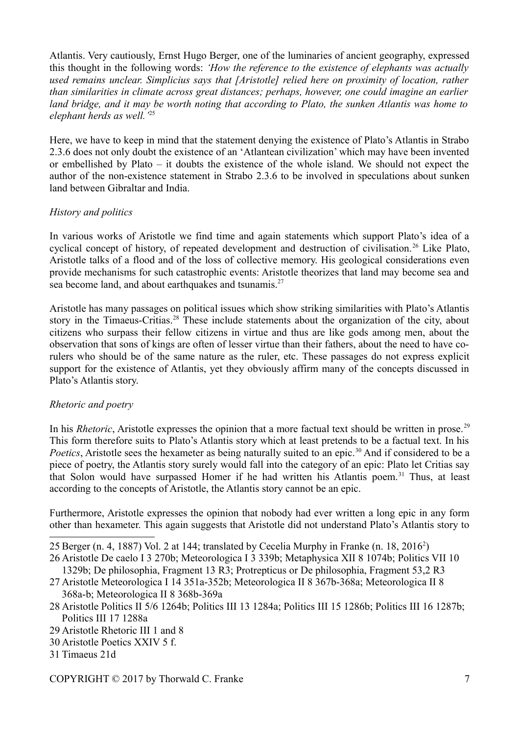Atlantis. Very cautiously, Ernst Hugo Berger, one of the luminaries of ancient geography, expressed this thought in the following words: *'How the reference to the existence of elephants was actually used remains unclear. Simplicius says that [Aristotle] relied here on proximity of location, rather than similarities in climate across great distances; perhaps, however, one could imagine an earlier land bridge, and it may be worth noting that according to Plato, the sunken Atlantis was home to elephant herds as well.'*[25]

Here, we have to keep in mind that the statement denying the existence of Plato's Atlantis in Strabo 2.3.6 does not only doubt the existence of an 'Atlantean civilization' which may have been invented or embellished by Plato – it doubts the existence of the whole island. We should not expect the author of the non-existence statement in Strabo 2.3.6 to be involved in speculations about sunken land between Gibraltar and India.

*History and politics*

In various works of Aristotle we find time and again statements which support Plato's idea of a cyclical concept of history, of repeated development and destruction of civilisation.[26] Like Plato, Aristotle talks of a flood and of the loss of collective memory. His geological considerations even provide mechanisms for such catastrophic events: Aristotle theorizes that land may become sea and sea become land, and about earthquakes and tsunamis.[27]

Aristotle has many passages on political issues which show striking similarities with Plato's Atlantis story in the Timaeus-Critias.[28] These include statements about the organization of the city, about citizens who surpass their fellow citizens in virtue and thus are like gods among men, about the observation that sons of kings are often of lesser virtue than their fathers, about the need to have co-rulers who should be of the same nature as the ruler, etc. These passages do not express explicit support for the existence of Atlantis, yet they obviously affirm many of the concepts discussed in Plato's Atlantis story.

*Rhetoric and poetry*

In his *Rhetoric*, Aristotle expresses the opinion that a more factual text should be written in prose.[29] This form therefore suits to Plato's Atlantis story which at least pretends to be a factual text. In his *Poetics*, Aristotle sees the hexameter as being naturally suited to an epic.[30] And if considered to be a piece of poetry, the Atlantis story surely would fall into the category of an epic: Plato let Critias say that Solon would have surpassed Homer if he had written his Atlantis poem.[31] Thus, at least according to the concepts of Aristotle, the Atlantis story cannot be an epic.

Furthermore, Aristotle expresses the opinion that nobody had ever written a long epic in any form other than hexameter. This again suggests that Aristotle did not understand Plato's Atlantis story to

---

25 Berger (n. 4, 1887) Vol. 2 at 144; translated by Cecelia Murphy in Franke (n. 18, 2016[2])

26 Aristotle De caelo I 3 270b; Meteorologica I 3 339b; Metaphysica XII 8 1074b; Politics VII 10 1329b; De philosophia, Fragment 13 R3; Protrepticus or De philosophia, Fragment 53,2 R3

27 Aristotle Meteorologica I 14 351a-352b; Meteorologica II 8 367b-368a; Meteorologica II 8 368a-b; Meteorologica II 8 368b-369a

28 Aristotle Politics II 5/6 1264b; Politics III 13 1284a; Politics III 15 1286b; Politics III 16 1287b; Politics III 17 1288a

29 Aristotle Rhetoric III 1 and 8

30 Aristotle Poetics XXIV 5 f.

31 Timaeus 21d

COPYRIGHT © 2017 by Thorwald C. Franke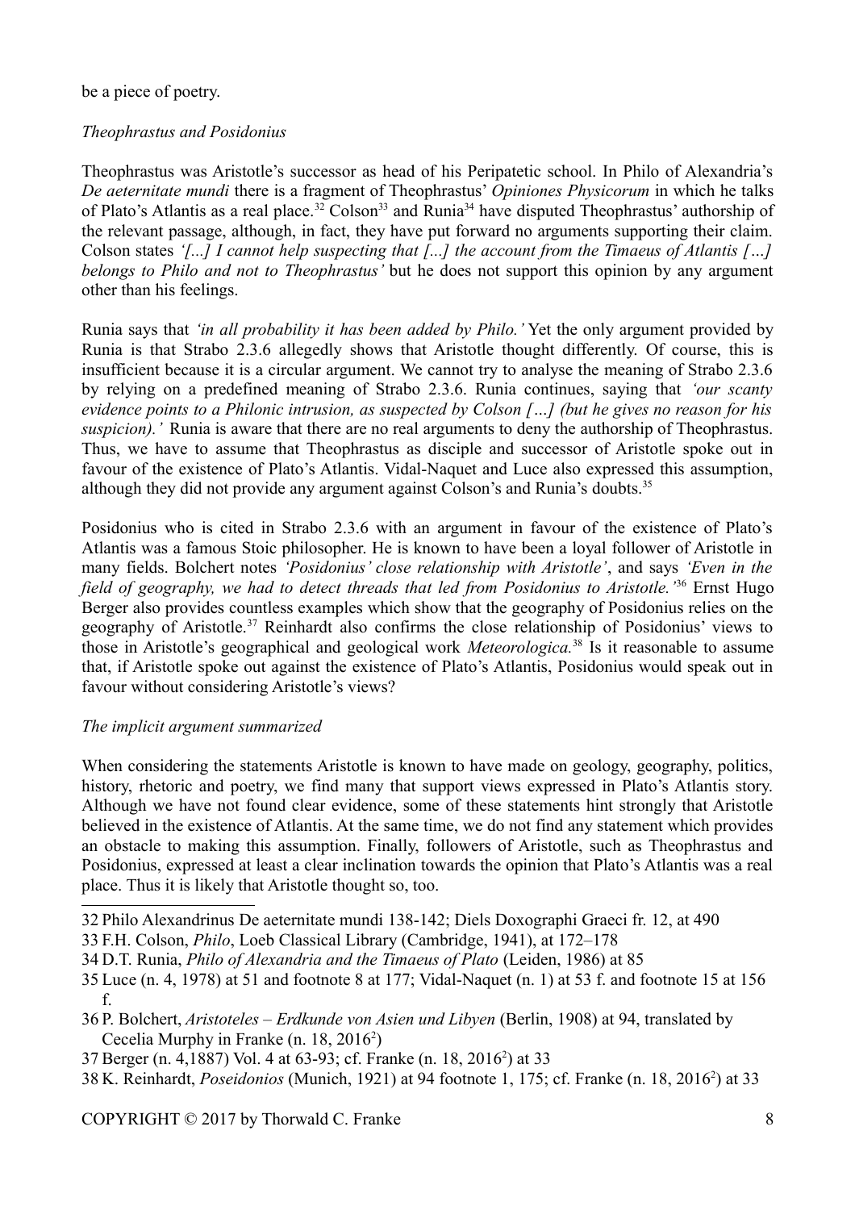be a piece of poetry.

*Theophrastus and Posidonius*

Theophrastus was Aristotle's successor as head of his Peripatetic school. In Philo of Alexandria's *De aeternitate mundi* there is a fragment of Theophrastus' *Opiniones Physicorum* in which he talks of Plato's Atlantis as a real place.[32] Colson[33] and Runia[34] have disputed Theophrastus' authorship of the relevant passage, although, in fact, they have put forward no arguments supporting their claim. Colson states *'[...] I cannot help suspecting that [...] the account from the Timaeus of Atlantis […] belongs to Philo and not to Theophrastus'* but he does not support this opinion by any argument other than his feelings.

Runia says that *'in all probability it has been added by Philo.'* Yet the only argument provided by Runia is that Strabo 2.3.6 allegedly shows that Aristotle thought differently. Of course, this is insufficient because it is a circular argument. We cannot try to analyse the meaning of Strabo 2.3.6 by relying on a predefined meaning of Strabo 2.3.6. Runia continues, saying that *'our scanty evidence points to a Philonic intrusion, as suspected by Colson […] (but he gives no reason for his suspicion).'* Runia is aware that there are no real arguments to deny the authorship of Theophrastus. Thus, we have to assume that Theophrastus as disciple and successor of Aristotle spoke out in favour of the existence of Plato's Atlantis. Vidal-Naquet and Luce also expressed this assumption, although they did not provide any argument against Colson's and Runia's doubts.[35]

Posidonius who is cited in Strabo 2.3.6 with an argument in favour of the existence of Plato's Atlantis was a famous Stoic philosopher. He is known to have been a loyal follower of Aristotle in many fields. Bolchert notes *'Posidonius' close relationship with Aristotle'*, and says *'Even in the field of geography, we had to detect threads that led from Posidonius to Aristotle.'*[36] Ernst Hugo Berger also provides countless examples which show that the geography of Posidonius relies on the geography of Aristotle.[37] Reinhardt also confirms the close relationship of Posidonius' views to those in Aristotle's geographical and geological work *Meteorologica.*[38] Is it reasonable to assume that, if Aristotle spoke out against the existence of Plato's Atlantis, Posidonius would speak out in favour without considering Aristotle's views?

*The implicit argument summarized*

When considering the statements Aristotle is known to have made on geology, geography, politics, history, rhetoric and poetry, we find many that support views expressed in Plato's Atlantis story. Although we have not found clear evidence, some of these statements hint strongly that Aristotle believed in the existence of Atlantis. At the same time, we do not find any statement which provides an obstacle to making this assumption. Finally, followers of Aristotle, such as Theophrastus and Posidonius, expressed at least a clear inclination towards the opinion that Plato's Atlantis was a real place. Thus it is likely that Aristotle thought so, too.

---

32 Philo Alexandrinus De aeternitate mundi 138-142; Diels Doxographi Graeci fr. 12, at 490

33 F.H. Colson, *Philo*, Loeb Classical Library (Cambridge, 1941), at 172–178

34 D.T. Runia, *Philo of Alexandria and the Timaeus of Plato* (Leiden, 1986) at 85

35 Luce (n. 4, 1978) at 51 and footnote 8 at 177; Vidal-Naquet (n. 1) at 53 f. and footnote 15 at 156 f.

36 P. Bolchert, *Aristoteles – Erdkunde von Asien und Libyen* (Berlin, 1908) at 94, translated by Cecelia Murphy in Franke (n. 18, 2016[2])

37 Berger (n. 4,1887) Vol. 4 at 63-93; cf. Franke (n. 18, 2016[2]) at 33

38 K. Reinhardt, *Poseidonios* (Munich, 1921) at 94 footnote 1, 175; cf. Franke (n. 18, 2016[2]) at 33

COPYRIGHT © 2017 by Thorwald C. Franke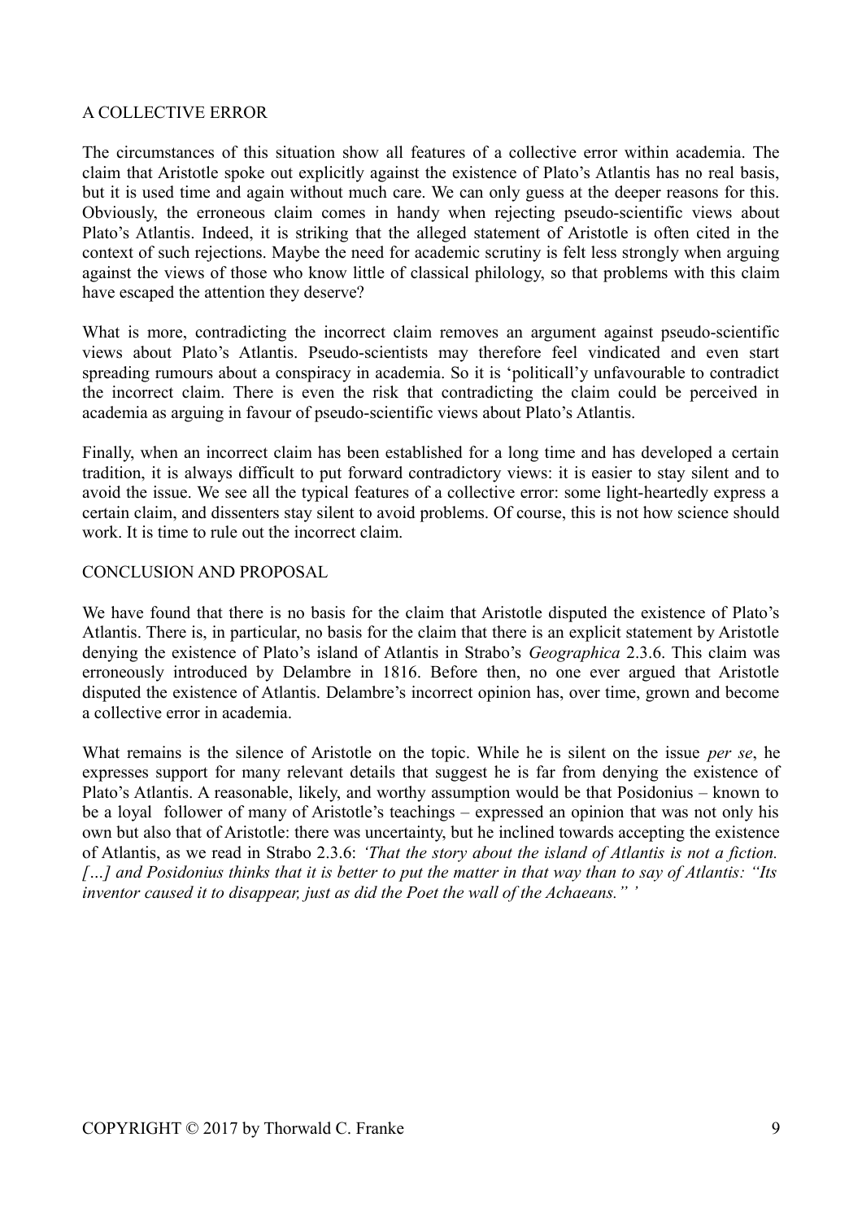## A COLLECTIVE ERROR

The circumstances of this situation show all features of a collective error within academia. The claim that Aristotle spoke out explicitly against the existence of Plato's Atlantis has no real basis, but it is used time and again without much care. We can only guess at the deeper reasons for this. Obviously, the erroneous claim comes in handy when rejecting pseudo-scientific views about Plato's Atlantis. Indeed, it is striking that the alleged statement of Aristotle is often cited in the context of such rejections. Maybe the need for academic scrutiny is felt less strongly when arguing against the views of those who know little of classical philology, so that problems with this claim have escaped the attention they deserve?

What is more, contradicting the incorrect claim removes an argument against pseudo-scientific views about Plato's Atlantis. Pseudo-scientists may therefore feel vindicated and even start spreading rumours about a conspiracy in academia. So it is 'politicall'y unfavourable to contradict the incorrect claim. There is even the risk that contradicting the claim could be perceived in academia as arguing in favour of pseudo-scientific views about Plato's Atlantis.

Finally, when an incorrect claim has been established for a long time and has developed a certain tradition, it is always difficult to put forward contradictory views: it is easier to stay silent and to avoid the issue. We see all the typical features of a collective error: some light-heartedly express a certain claim, and dissenters stay silent to avoid problems. Of course, this is not how science should work. It is time to rule out the incorrect claim.

## CONCLUSION AND PROPOSAL

We have found that there is no basis for the claim that Aristotle disputed the existence of Plato's Atlantis. There is, in particular, no basis for the claim that there is an explicit statement by Aristotle denying the existence of Plato's island of Atlantis in Strabo's *Geographica* 2.3.6. This claim was erroneously introduced by Delambre in 1816. Before then, no one ever argued that Aristotle disputed the existence of Atlantis. Delambre's incorrect opinion has, over time, grown and become a collective error in academia.

What remains is the silence of Aristotle on the topic. While he is silent on the issue *per se*, he expresses support for many relevant details that suggest he is far from denying the existence of Plato's Atlantis. A reasonable, likely, and worthy assumption would be that Posidonius – known to be a loyal follower of many of Aristotle's teachings – expressed an opinion that was not only his own but also that of Aristotle: there was uncertainty, but he inclined towards accepting the existence of Atlantis, as we read in Strabo 2.3.6: *'That the story about the island of Atlantis is not a fiction. […] and Posidonius thinks that it is better to put the matter in that way than to say of Atlantis: "Its inventor caused it to disappear, just as did the Poet the wall of the Achaeans." '*

COPYRIGHT © 2017 by Thorwald C. Franke